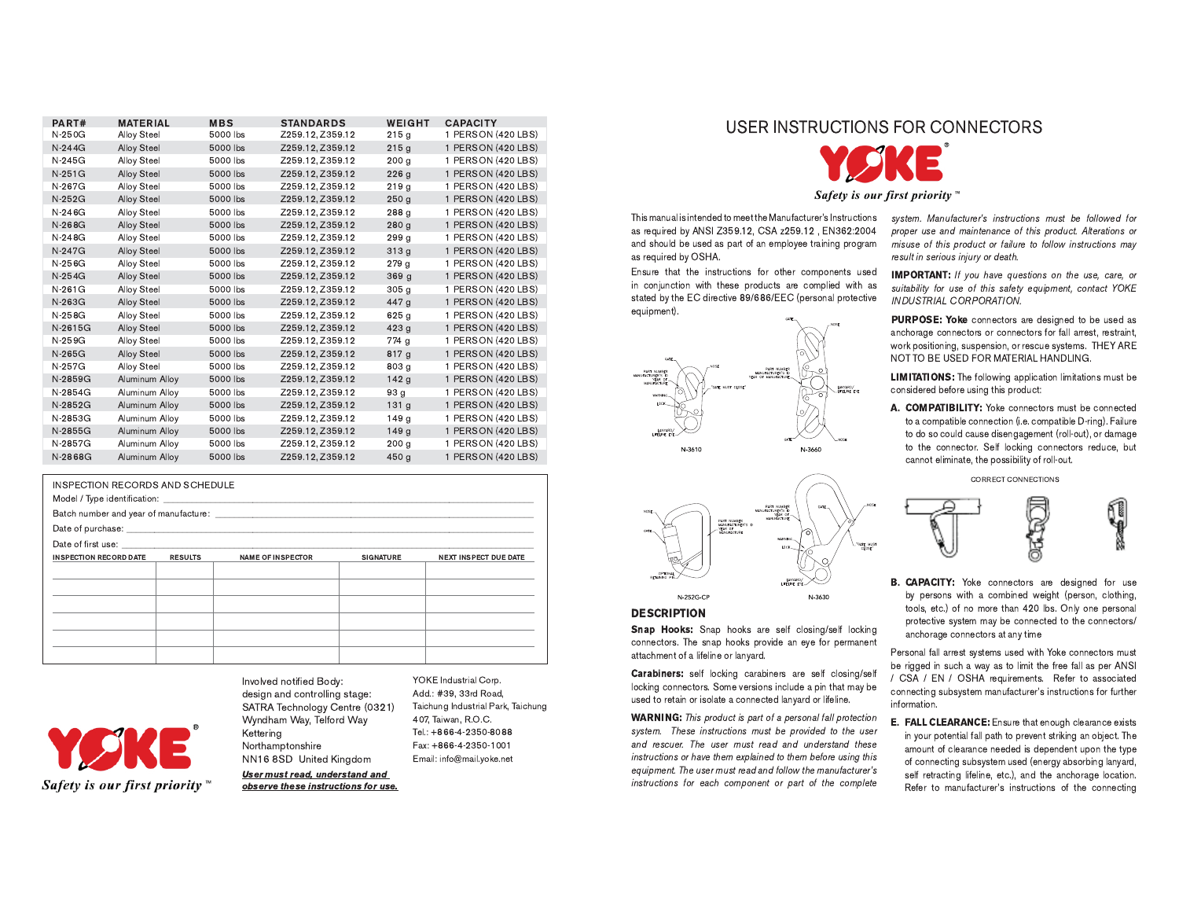| PART# | MATERIAL | MBS | STANDARDS | WEIGHT | CAPACITY |
|---|---|---|---|---|---|
| N-250G | Alloy Steel | 5000 lbs | Z259.12, Z359.12 | 215 g | 1 PERSON (420 LBS) |
| N-244G | Alloy Steel | 5000 lbs | Z259.12, Z359.12 | 215 g | 1 PERSON (420 LBS) |
| N-245G | Alloy Steel | 5000 lbs | Z259.12, Z359.12 | 200 g | 1 PERSON (420 LBS) |
| N-251G | Alloy Steel | 5000 lbs | Z259.12, Z359.12 | 226 g | 1 PERSON (420 LBS) |
| N-267G | Alloy Steel | 5000 lbs | Z259.12, Z359.12 | 219 g | 1 PERSON (420 LBS) |
| N-252G | Alloy Steel | 5000 lbs | Z259.12, Z359.12 | 250 g | 1 PERSON (420 LBS) |
| N-246G | Alloy Steel | 5000 lbs | Z259.12, Z359.12 | 288 g | 1 PERSON (420 LBS) |
| N-268G | Alloy Steel | 5000 lbs | Z259.12, Z359.12 | 280 g | 1 PERSON (420 LBS) |
| N-248G | Alloy Steel | 5000 lbs | Z259.12, Z359.12 | 299 g | 1 PERSON (420 LBS) |
| N-247G | Alloy Steel | 5000 lbs | Z259.12, Z359.12 | 313 g | 1 PERSON (420 LBS) |
| N-256G | Alloy Steel | 5000 lbs | Z259.12, Z359.12 | 279 g | 1 PERSON (420 LBS) |
| N-254G | Alloy Steel | 5000 lbs | Z259.12, Z359.12 | 369 g | 1 PERSON (420 LBS) |
| N-261G | Alloy Steel | 5000 lbs | Z259.12, Z359.12 | 305 g | 1 PERSON (420 LBS) |
| N-263G | Alloy Steel | 5000 lbs | Z259.12, Z359.12 | 447 g | 1 PERSON (420 LBS) |
| N-258G | Alloy Steel | 5000 lbs | Z259.12, Z359.12 | 625 g | 1 PERSON (420 LBS) |
| N-2615G | Alloy Steel | 5000 lbs | Z259.12, Z359.12 | 423 g | 1 PERSON (420 LBS) |
| N-259G | Alloy Steel | 5000 lbs | Z259.12, Z359.12 | 774 g | 1 PERSON (420 LBS) |
| N-265G | Alloy Steel | 5000 lbs | Z259.12, Z359.12 | 817 g | 1 PERSON (420 LBS) |
| N-257G | Alloy Steel | 5000 lbs | Z259.12, Z359.12 | 803 g | 1 PERSON (420 LBS) |
| N-2859G | Aluminum Alloy | 5000 lbs | Z259.12, Z359.12 | 142 g | 1 PERSON (420 LBS) |
| N-2854G | Aluminum Alloy | 5000 lbs | Z259.12, Z359.12 | 93 g | 1 PERSON (420 LBS) |
| N-2852G | Aluminum Alloy | 5000 lbs | Z259.12, Z359.12 | 131 g | 1 PERSON (420 LBS) |
| N-2853G | Aluminum Alloy | 5000 lbs | Z259.12, Z359.12 | 149 g | 1 PERSON (420 LBS) |
| N-2855G | Aluminum Alloy | 5000 lbs | Z259.12, Z359.12 | 149 g | 1 PERSON (420 LBS) |
| N-2857G | Aluminum Alloy | 5000 lbs | Z259.12, Z359.12 | 200 g | 1 PERSON (420 LBS) |
| N-2868G | Aluminum Alloy | 5000 lbs | Z259.12, Z359.12 | 450 g | 1 PERSON (420 LBS) |

## INSPECTION RECORDS AND SCHEDULE

Model / Type identification: ______________________

Batch number and year of manufacture: ______________________

Date of purchase: ______________________

Date of first use: ______________________

| INSPECTION RECORD DATE | RESULTS | NAME OF INSPECTOR | SIGNATURE | NEXT INSPECT DUE DATE |
|---|---|---|---|---|
| | | | | |
| | | | | |
| | | | | |
| | | | | |
| | | | | |
| | | | | |

YOKE®

*Safety is our first priority™*

Involved notified Body:
design and controlling stage:
SATRA Technology Centre (0321)
Wyndham Way, Telford Way
Kettering
Northamptonshire
NN16 8SD United Kingdom

***User must read, understand and observe these instructions for use.***

YOKE Industrial Corp.
Add.: #39, 33rd Road,
Taichung Industrial Park, Taichung
407, Taiwan, R.O.C.
Tel.: +866-4-2350-8088
Fax: +866-4-2350-1001
Email: info@mail.yoke.net

# USER INSTRUCTIONS FOR CONNECTORS

YOKE®

*Safety is our first priority™*

This manual is intended to meet the Manufacturer's Instructions as required by ANSI Z359.12, CSA z259.12 , EN362:2004 and should be used as part of an employee training program as required by OSHA.

Ensure that the instructions for other components used in conjunction with these products are complied with as stated by the EC directive 89/686/EEC (personal protective equipment).

GATE, NOSE, PART NUMBER MANUFACTURER'S ID YEAR OF MANUFACTURE, "GATE MUST CLOSE", WARNING, LOCK, LANYARD/ LIFELINE EYE

N-3610

N-3660

N-252G-CP

N-3630

## DESCRIPTION

**Snap Hooks:** Snap hooks are self closing/self locking connectors. The snap hooks provide an eye for permanent attachment of a lifeline or lanyard.

**Carabiners:** self locking carabiners are self closing/self locking connectors. Some versions include a pin that may be used to retain or isolate a connected lanyard or lifeline.

**WARNING:** *This product is part of a personal fall protection system. These instructions must be provided to the user and rescuer. The user must read and understand these instructions or have them explained to them before using this equipment. The user must read and follow the manufacturer's instructions for each component or part of the complete system. Manufacturer's instructions must be followed for proper use and maintenance of this product. Alterations or misuse of this product or failure to follow instructions may result in serious injury or death.*

**IMPORTANT:** *If you have questions on the use, care, or suitability for use of this safety equipment, contact YOKE INDUSTRIAL CORPORATION.*

**PURPOSE: Yoke** connectors are designed to be used as anchorage connectors or connectors for fall arrest, restraint, work positioning, suspension, or rescue systems. THEY ARE NOT TO BE USED FOR MATERIAL HANDLING.

**LIMITATIONS:** The following application limitations must be considered before using this product:

**A. COMPATIBILITY:** Yoke connectors must be connected to a compatible connection (i.e. compatible D-ring). Failure to do so could cause disengagement (roll-out), or damage to the connector. Self locking connectors reduce, but cannot eliminate, the possibility of roll-out.

CORRECT CONNECTIONS

**B. CAPACITY:** Yoke connectors are designed for use by persons with a combined weight (person, clothing, tools, etc.) of no more than 420 lbs. Only one personal protective system may be connected to the connectors/ anchorage connectors at any time

Personal fall arrest systems used with Yoke connectors must be rigged in such a way as to limit the free fall as per ANSI / CSA / EN / OSHA requirements. Refer to associated connecting subsystem manufacturer's instructions for further information.

**E. FALL CLEARANCE:** Ensure that enough clearance exists in your potential fall path to prevent striking an object. The amount of clearance needed is dependent upon the type of connecting subsystem used (energy absorbing lanyard, self retracting lifeline, etc.), and the anchorage location. Refer to manufacturer's instructions of the connecting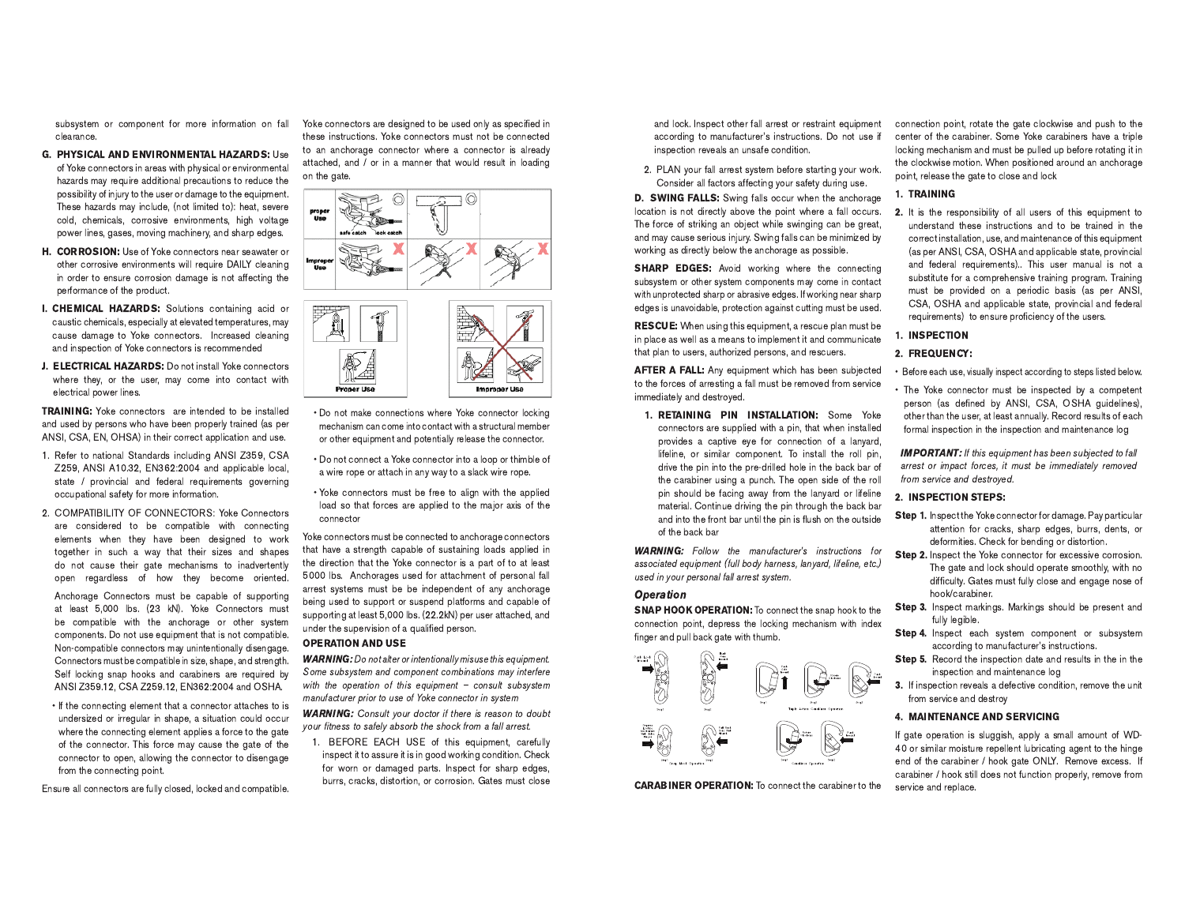subsystem or component for more information on fall clearance.

**G. PHYSICAL AND ENVIRONMENTAL HAZARDS:** Use of Yoke connectors in areas with physical or environmental hazards may require additional precautions to reduce the possibility of injury to the user or damage to the equipment. These hazards may include, (not limited to): heat, severe cold, chemicals, corrosive environments, high voltage power lines, gases, moving machinery, and sharp edges.

**H. CORROSION:** Use of Yoke connectors near seawater or other corrosive environments will require DAILY cleaning in order to ensure corrosion damage is not affecting the performance of the product.

**I. CHEMICAL HAZARDS:** Solutions containing acid or caustic chemicals, especially at elevated temperatures, may cause damage to Yoke connectors. Increased cleaning and inspection of Yoke connectors is recommended

**J. ELECTRICAL HAZARDS:** Do not install Yoke connectors where they, or the user, may come into contact with electrical power lines.

**TRAINING:** Yoke connectors are intended to be installed and used by persons who have been properly trained (as per ANSI, CSA, EN, OHSA) in their correct application and use.

1. Refer to national Standards including ANSI Z359, CSA Z259, ANSI A10.32, EN362:2004 and applicable local, state / provincial and federal requirements governing occupational safety for more information.

2. COMPATIBILITY OF CONNECTORS: Yoke Connectors are considered to be compatible with connecting elements when they have been designed to work together in such a way that their sizes and shapes do not cause their gate mechanisms to inadvertently open regardless of how they become oriented.

   Anchorage Connectors must be capable of supporting at least 5,000 lbs. (23 kN). Yoke Connectors must be compatible with the anchorage or other system components. Do not use equipment that is not compatible. Non-compatible connectors may unintentionally disengage. Connectors must be compatible in size, shape, and strength. Self locking snap hooks and carabiners are required by ANSI Z359.12, CSA Z259.12, EN362:2004 and OSHA.

- If the connecting element that a connector attaches to is undersized or irregular in shape, a situation could occur where the connecting element applies a force to the gate of the connector. This force may cause the gate of the connector to open, allowing the connector to disengage from the connecting point.

Ensure all connectors are fully closed, locked and compatible.

Yoke connectors are designed to be used only as specified in these instructions. Yoke connectors must not be connected to an anchorage connector where a connector is already attached, and / or in a manner that would result in loading on the gate.

proper Use

safe catch lock catch

Improper Use

Proper Use

Improper Use

- Do not make connections where Yoke connector locking mechanism can come into contact with a structural member or other equipment and potentially release the connector.

- Do not connect a Yoke connector into a loop or thimble of a wire rope or attach in any way to a slack wire rope.

- Yoke connectors must be free to align with the applied load so that forces are applied to the major axis of the connector

Yoke connectors must be connected to anchorage connectors that have a strength capable of sustaining loads applied in the direction that the Yoke connector is a part of to at least 5000 lbs. Anchorages used for attachment of personal fall arrest systems must be independent of any anchorage being used to support or suspend platforms and capable of supporting at least 5,000 lbs. (22.2kN) per user attached, and under the supervision of a qualified person.

**OPERATION AND USE**

***WARNING:*** *Do not alter or intentionally misuse this equipment. Some subsystem and component combinations may interfere with the operation of this equipment – consult subsystem manufacturer prior to use of Yoke connector in system*

***WARNING:*** *Consult your doctor if there is reason to doubt your fitness to safely absorb the shock from a fall arrest.*

1. BEFORE EACH USE of this equipment, carefully inspect it to assure it is in good working condition. Check for worn or damaged parts. Inspect for sharp edges, burrs, cracks, distortion, or corrosion. Gates must close and lock. Inspect other fall arrest or restraint equipment according to manufacturer's instructions. Do not use if inspection reveals an unsafe condition.

2. PLAN your fall arrest system before starting your work. Consider all factors affecting your safety during use.

**D. SWING FALLS:** Swing falls occur when the anchorage location is not directly above the point where a fall occurs. The force of striking an object while swinging can be great, and may cause serious injury. Swing falls can be minimized by working as directly below the anchorage as possible.

**SHARP EDGES:** Avoid working where the connecting subsystem or other system components may come in contact with unprotected sharp or abrasive edges. If working near sharp edges is unavoidable, protection against cutting must be used.

**RESCUE:** When using this equipment, a rescue plan must be in place as well as a means to implement it and communicate that plan to users, authorized persons, and rescuers.

**AFTER A FALL:** Any equipment which has been subjected to the forces of arresting a fall must be removed from service immediately and destroyed.

1. **RETAINING PIN INSTALLATION:** Some Yoke connectors are supplied with a pin, that when installed provides a captive eye for connection of a lanyard, lifeline, or similar component. To install the roll pin, drive the pin into the pre-drilled hole in the back bar of the carabiner using a punch. The open side of the roll pin should be facing away from the lanyard or lifeline material. Continue driving the pin through the back bar and into the front bar until the pin is flush on the outside of the back bar

***WARNING:*** *Follow the manufacturer's instructions for associated equipment (full body harness, lanyard, lifeline, etc.) used in your personal fall arrest system.*

### *Operation*

**SNAP HOOK OPERATION:** To connect the snap hook to the connection point, depress the locking mechanism with index finger and pull back gate with thumb.

Snap Hook Operation

Triple Action Carabiner Operation

Carabiner Operation

**CARABINER OPERATION:** To connect the carabiner to the connection point, rotate the gate clockwise and push to the center of the carabiner. Some Yoke carabiners have a triple locking mechanism and must be pulled up before rotating it in the clockwise motion. When positioned around an anchorage point, release the gate to close and lock

**1. TRAINING**

**2.** It is the responsibility of all users of this equipment to understand these instructions and to be trained in the correct installation, use, and maintenance of this equipment (as per ANSI, CSA, OSHA and applicable state, provincial and federal requirements).. This user manual is not a substitute for a comprehensive training program. Training must be provided on a periodic basis (as per ANSI, CSA, OSHA and applicable state, provincial and federal requirements) to ensure proficiency of the users.

**1. INSPECTION**

**2. FREQUENCY:**

- Before each use, visually inspect according to steps listed below.
- The Yoke connector must be inspected by a competent person (as defined by ANSI, CSA, OSHA guidelines), other than the user, at least annually. Record results of each formal inspection in the inspection and maintenance log

***IMPORTANT:*** *If this equipment has been subjected to fall arrest or impact forces, it must be immediately removed from service and destroyed.*

**2. INSPECTION STEPS:**

**Step 1.** Inspect the Yoke connector for damage. Pay particular attention for cracks, sharp edges, burrs, dents, or deformities. Check for bending or distortion.

**Step 2.** Inspect the Yoke connector for excessive corrosion. The gate and lock should operate smoothly, with no difficulty. Gates must fully close and engage nose of hook/carabiner.

**Step 3.** Inspect markings. Markings should be present and fully legible.

**Step 4.** Inspect each system component or subsystem according to manufacturer's instructions.

**Step 5.** Record the inspection date and results in the in the inspection and maintenance log

**3.** If inspection reveals a defective condition, remove the unit from service and destroy

**4. MAINTENANCE AND SERVICING**

If gate operation is sluggish, apply a small amount of WD-40 or similar moisture repellent lubricating agent to the hinge end of the carabiner / hook gate ONLY. Remove excess. If carabiner / hook still does not function properly, remove from service and replace.